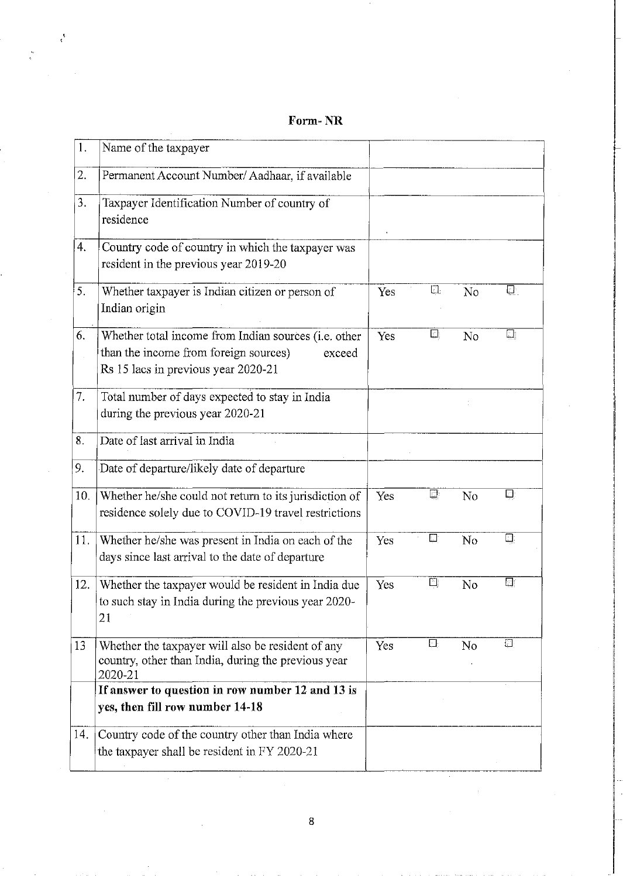# Form- NR

| | | | | | |
|---|---|---|---|---|---|
| 1. | Name of the taxpayer | | | | |
| 2. | Permanent Account Number/ Aadhaar, if available | | | | |
| 3. | Taxpayer Identification Number of country of residence | | | | |
| 4. | Country code of country in which the taxpayer was resident in the previous year 2019-20 | | | | |
| 5. | Whether taxpayer is Indian citizen or person of Indian origin | Yes | ☐ | No | ☐ |
| 6. | Whether total income from Indian sources (i.e. other than the income from foreign sources) exceed Rs 15 lacs in previous year 2020-21 | Yes | ☐ | No | ☐ |
| 7. | Total number of days expected to stay in India during the previous year 2020-21 | | | | |
| 8. | Date of last arrival in India | | | | |
| 9. | Date of departure/likely date of departure | | | | |
| 10. | Whether he/she could not return to its jurisdiction of residence solely due to COVID-19 travel restrictions | Yes | ☐ | No | ☐ |
| 11. | Whether he/she was present in India on each of the days since last arrival to the date of departure | Yes | ☐ | No | ☐ |
| 12. | Whether the taxpayer would be resident in India due to such stay in India during the previous year 2020-21 | Yes | ☐ | No | ☐ |
| 13 | Whether the taxpayer will also be resident of any country, other than India, during the previous year 2020-21 | Yes | ☐ | No | ☐ |
| | **If answer to question in row number 12 and 13 is yes, then fill row number 14-18** | | | | |
| 14. | Country code of the country other than India where the taxpayer shall be resident in FY 2020-21 | | | | |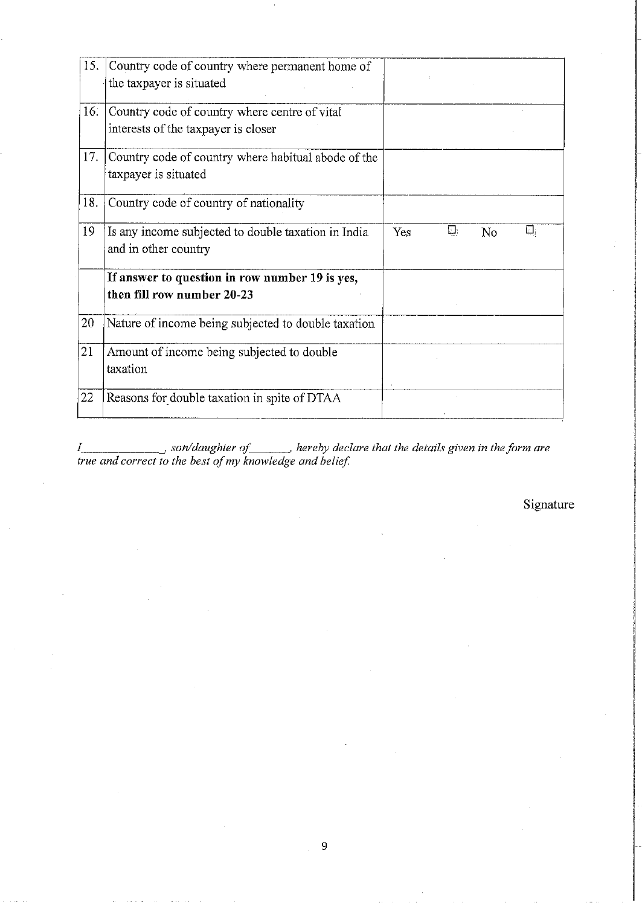| | | |
|---|---|---|
| 15. | Country code of country where permanent home of the taxpayer is situated | |
| 16. | Country code of country where centre of vital interests of the taxpayer is closer | |
| 17. | Country code of country where habitual abode of the taxpayer is situated | |
| 18. | Country code of country of nationality | |
| 19 | Is any income subjected to double taxation in India and in other country | Yes ☐ No ☐ |
| | **If answer to question in row number 19 is yes, then fill row number 20-23** | |
| 20 | Nature of income being subjected to double taxation | |
| 21 | Amount of income being subjected to double taxation | |
| 22 | Reasons for double taxation in spite of DTAA | |

*I\_\_\_\_\_\_\_\_\_\_\_\_\_, son/daughter of\_\_\_\_\_\_\_, hereby declare that the details given in the form are true and correct to the best of my knowledge and belief.*

Signature